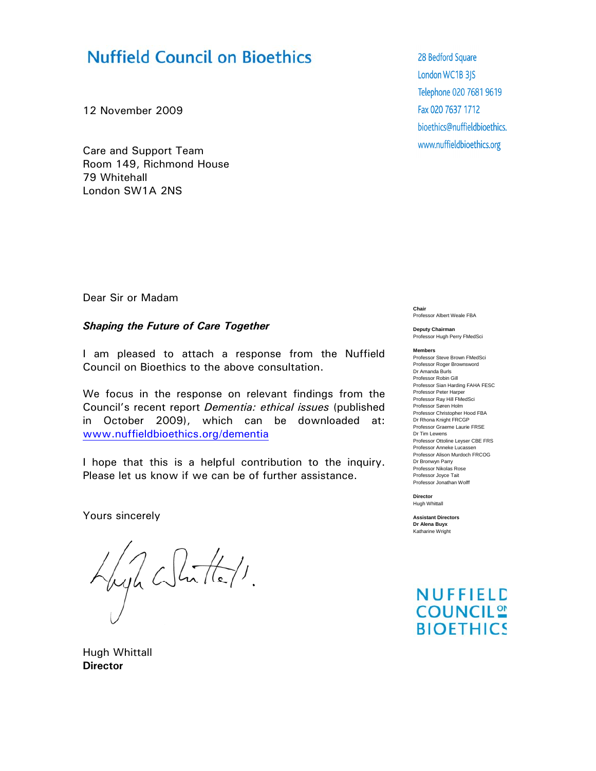# Nuffield Council on Bioethics

28 Bedford Square
London WC1B 3JS
Telephone 020 7681 9619
Fax 020 7637 1712
bioethics@nuffieldbioethics.
www.nuffieldbioethics.org

12 November 2009

Care and Support Team
Room 149, Richmond House
79 Whitehall
London SW1A 2NS

Dear Sir or Madam

***Shaping the Future of Care Together***

I am pleased to attach a response from the Nuffield Council on Bioethics to the above consultation.

We focus in the response on relevant findings from the Council's recent report *Dementia: ethical issues* (published in October 2009), which can be downloaded at: www.nuffieldbioethics.org/dementia

I hope that this is a helpful contribution to the inquiry. Please let us know if we can be of further assistance.

Yours sincerely

Hugh Whittall
**Director**

**Chair**
Professor Albert Weale FBA

**Deputy Chairman**
Professor Hugh Perry FMedSci

**Members**
Professor Steve Brown FMedSci
Professor Roger Brownsword
Dr Amanda Burls
Professor Robin Gill
Professor Sian Harding FAHA FESC
Professor Peter Harper
Professor Ray Hill FMedSci
Professor Søren Holm
Professor Christopher Hood FBA
Dr Rhona Knight FRCGP
Professor Graeme Laurie FRSE
Dr Tim Lewens
Professor Ottoline Leyser CBE FRS
Professor Anneke Lucassen
Professor Alison Murdoch FRCOG
Dr Bronwyn Parry
Professor Nikolas Rose
Professor Joyce Tait
Professor Jonathan Wolff

**Director**
Hugh Whittall

**Assistant Directors**
**Dr Alena Buyx**
Katharine Wright

NUFFIELD COUNCIL ON BIOETHICS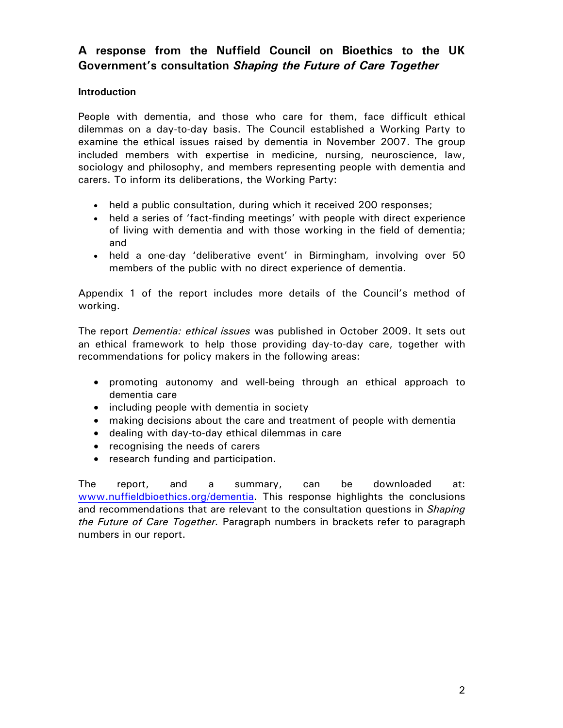## A response from the Nuffield Council on Bioethics to the UK Government's consultation *Shaping the Future of Care Together*

### Introduction

People with dementia, and those who care for them, face difficult ethical dilemmas on a day-to-day basis. The Council established a Working Party to examine the ethical issues raised by dementia in November 2007. The group included members with expertise in medicine, nursing, neuroscience, law, sociology and philosophy, and members representing people with dementia and carers. To inform its deliberations, the Working Party:

- held a public consultation, during which it received 200 responses;
- held a series of 'fact-finding meetings' with people with direct experience of living with dementia and with those working in the field of dementia; and
- held a one-day 'deliberative event' in Birmingham, involving over 50 members of the public with no direct experience of dementia.

Appendix 1 of the report includes more details of the Council's method of working.

The report *Dementia: ethical issues* was published in October 2009. It sets out an ethical framework to help those providing day-to-day care, together with recommendations for policy makers in the following areas:

- promoting autonomy and well-being through an ethical approach to dementia care
- including people with dementia in society
- making decisions about the care and treatment of people with dementia
- dealing with day-to-day ethical dilemmas in care
- recognising the needs of carers
- research funding and participation.

The report, and a summary, can be downloaded at: www.nuffieldbioethics.org/dementia. This response highlights the conclusions and recommendations that are relevant to the consultation questions in *Shaping the Future of Care Together.* Paragraph numbers in brackets refer to paragraph numbers in our report.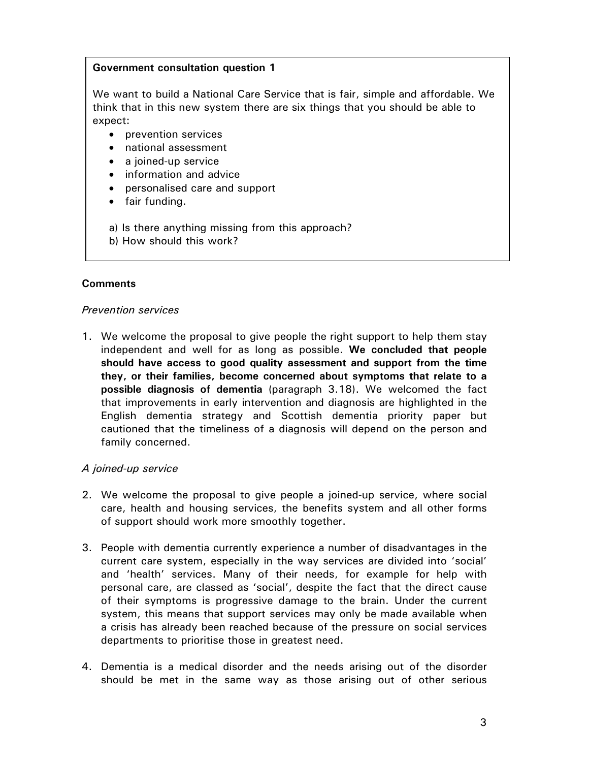**Government consultation question 1**

We want to build a National Care Service that is fair, simple and affordable. We think that in this new system there are six things that you should be able to expect:

- prevention services
- national assessment
- a joined-up service
- information and advice
- personalised care and support
- fair funding.

a) Is there anything missing from this approach?
b) How should this work?

**Comments**

*Prevention services*

1. We welcome the proposal to give people the right support to help them stay independent and well for as long as possible. **We concluded that people should have access to good quality assessment and support from the time they, or their families, become concerned about symptoms that relate to a possible diagnosis of dementia** (paragraph 3.18). We welcomed the fact that improvements in early intervention and diagnosis are highlighted in the English dementia strategy and Scottish dementia priority paper but cautioned that the timeliness of a diagnosis will depend on the person and family concerned.

*A joined-up service*

2. We welcome the proposal to give people a joined-up service, where social care, health and housing services, the benefits system and all other forms of support should work more smoothly together.

3. People with dementia currently experience a number of disadvantages in the current care system, especially in the way services are divided into 'social' and 'health' services. Many of their needs, for example for help with personal care, are classed as 'social', despite the fact that the direct cause of their symptoms is progressive damage to the brain. Under the current system, this means that support services may only be made available when a crisis has already been reached because of the pressure on social services departments to prioritise those in greatest need.

4. Dementia is a medical disorder and the needs arising out of the disorder should be met in the same way as those arising out of other serious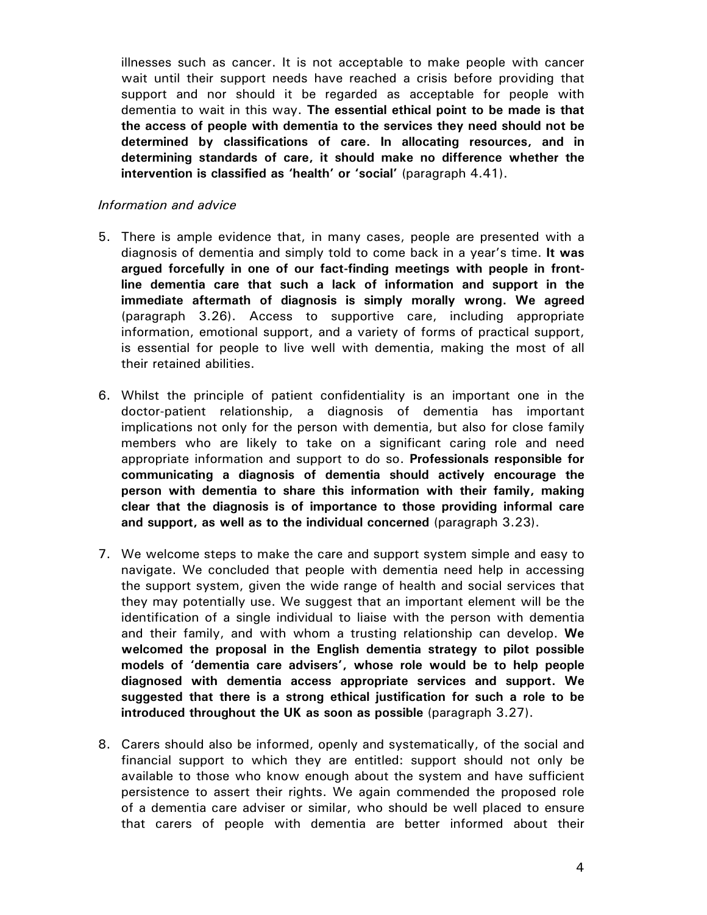illnesses such as cancer. It is not acceptable to make people with cancer wait until their support needs have reached a crisis before providing that support and nor should it be regarded as acceptable for people with dementia to wait in this way. **The essential ethical point to be made is that the access of people with dementia to the services they need should not be determined by classifications of care. In allocating resources, and in determining standards of care, it should make no difference whether the intervention is classified as 'health' or 'social'** (paragraph 4.41).

*Information and advice*

5. There is ample evidence that, in many cases, people are presented with a diagnosis of dementia and simply told to come back in a year's time. **It was argued forcefully in one of our fact-finding meetings with people in front-line dementia care that such a lack of information and support in the immediate aftermath of diagnosis is simply morally wrong. We agreed** (paragraph 3.26). Access to supportive care, including appropriate information, emotional support, and a variety of forms of practical support, is essential for people to live well with dementia, making the most of all their retained abilities.

6. Whilst the principle of patient confidentiality is an important one in the doctor-patient relationship, a diagnosis of dementia has important implications not only for the person with dementia, but also for close family members who are likely to take on a significant caring role and need appropriate information and support to do so. **Professionals responsible for communicating a diagnosis of dementia should actively encourage the person with dementia to share this information with their family, making clear that the diagnosis is of importance to those providing informal care and support, as well as to the individual concerned** (paragraph 3.23).

7. We welcome steps to make the care and support system simple and easy to navigate. We concluded that people with dementia need help in accessing the support system, given the wide range of health and social services that they may potentially use. We suggest that an important element will be the identification of a single individual to liaise with the person with dementia and their family, and with whom a trusting relationship can develop. **We welcomed the proposal in the English dementia strategy to pilot possible models of 'dementia care advisers', whose role would be to help people diagnosed with dementia access appropriate services and support. We suggested that there is a strong ethical justification for such a role to be introduced throughout the UK as soon as possible** (paragraph 3.27).

8. Carers should also be informed, openly and systematically, of the social and financial support to which they are entitled: support should not only be available to those who know enough about the system and have sufficient persistence to assert their rights. We again commended the proposed role of a dementia care adviser or similar, who should be well placed to ensure that carers of people with dementia are better informed about their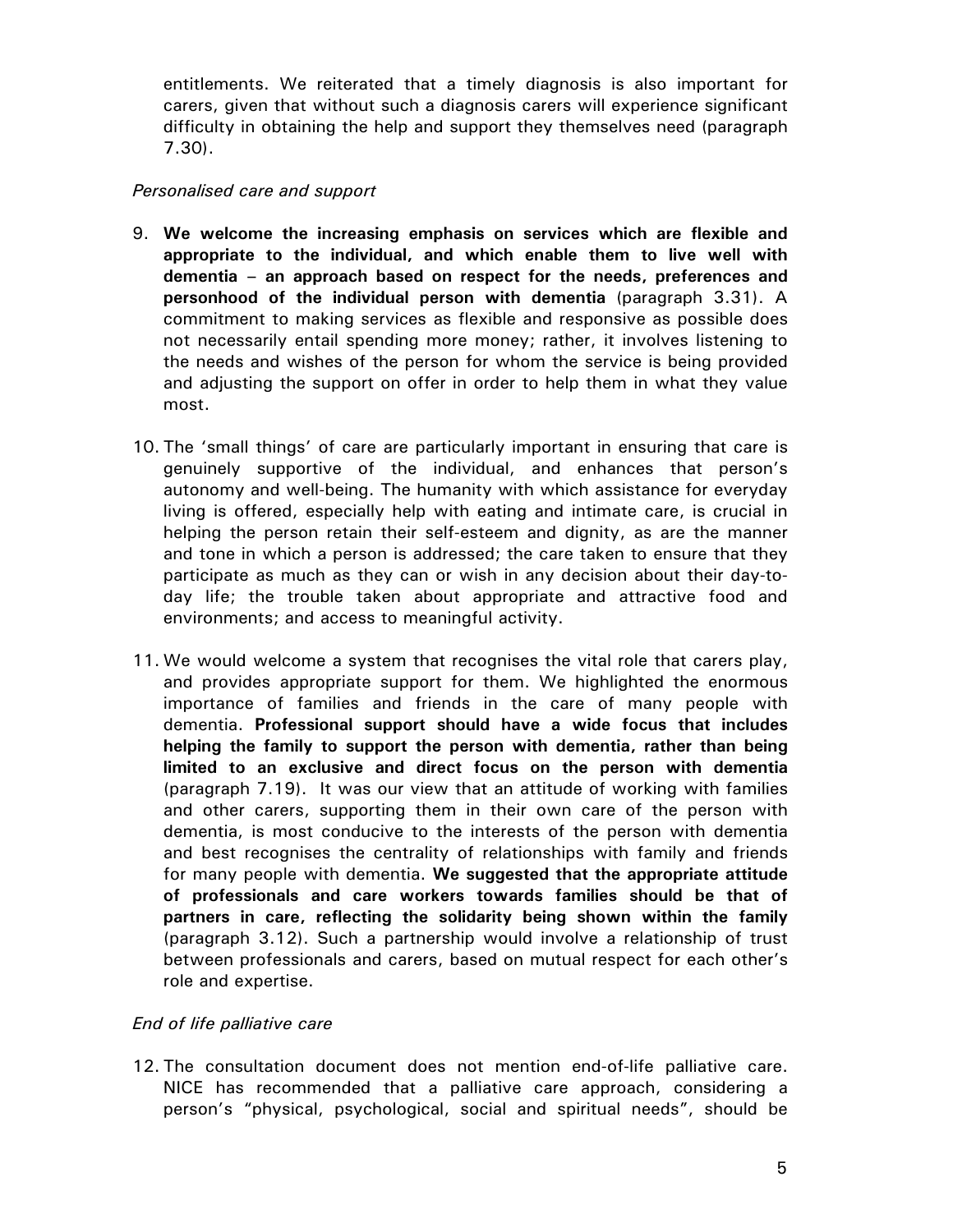entitlements. We reiterated that a timely diagnosis is also important for carers, given that without such a diagnosis carers will experience significant difficulty in obtaining the help and support they themselves need (paragraph 7.30).

*Personalised care and support*

9. **We welcome the increasing emphasis on services which are flexible and appropriate to the individual, and which enable them to live well with dementia – an approach based on respect for the needs, preferences and personhood of the individual person with dementia** (paragraph 3.31). A commitment to making services as flexible and responsive as possible does not necessarily entail spending more money; rather, it involves listening to the needs and wishes of the person for whom the service is being provided and adjusting the support on offer in order to help them in what they value most.

10. The 'small things' of care are particularly important in ensuring that care is genuinely supportive of the individual, and enhances that person's autonomy and well-being. The humanity with which assistance for everyday living is offered, especially help with eating and intimate care, is crucial in helping the person retain their self-esteem and dignity, as are the manner and tone in which a person is addressed; the care taken to ensure that they participate as much as they can or wish in any decision about their day-to-day life; the trouble taken about appropriate and attractive food and environments; and access to meaningful activity.

11. We would welcome a system that recognises the vital role that carers play, and provides appropriate support for them. We highlighted the enormous importance of families and friends in the care of many people with dementia. **Professional support should have a wide focus that includes helping the family to support the person with dementia, rather than being limited to an exclusive and direct focus on the person with dementia** (paragraph 7.19). It was our view that an attitude of working with families and other carers, supporting them in their own care of the person with dementia, is most conducive to the interests of the person with dementia and best recognises the centrality of relationships with family and friends for many people with dementia. **We suggested that the appropriate attitude of professionals and care workers towards families should be that of partners in care, reflecting the solidarity being shown within the family** (paragraph 3.12). Such a partnership would involve a relationship of trust between professionals and carers, based on mutual respect for each other's role and expertise.

*End of life palliative care*

12. The consultation document does not mention end-of-life palliative care. NICE has recommended that a palliative care approach, considering a person's "physical, psychological, social and spiritual needs", should be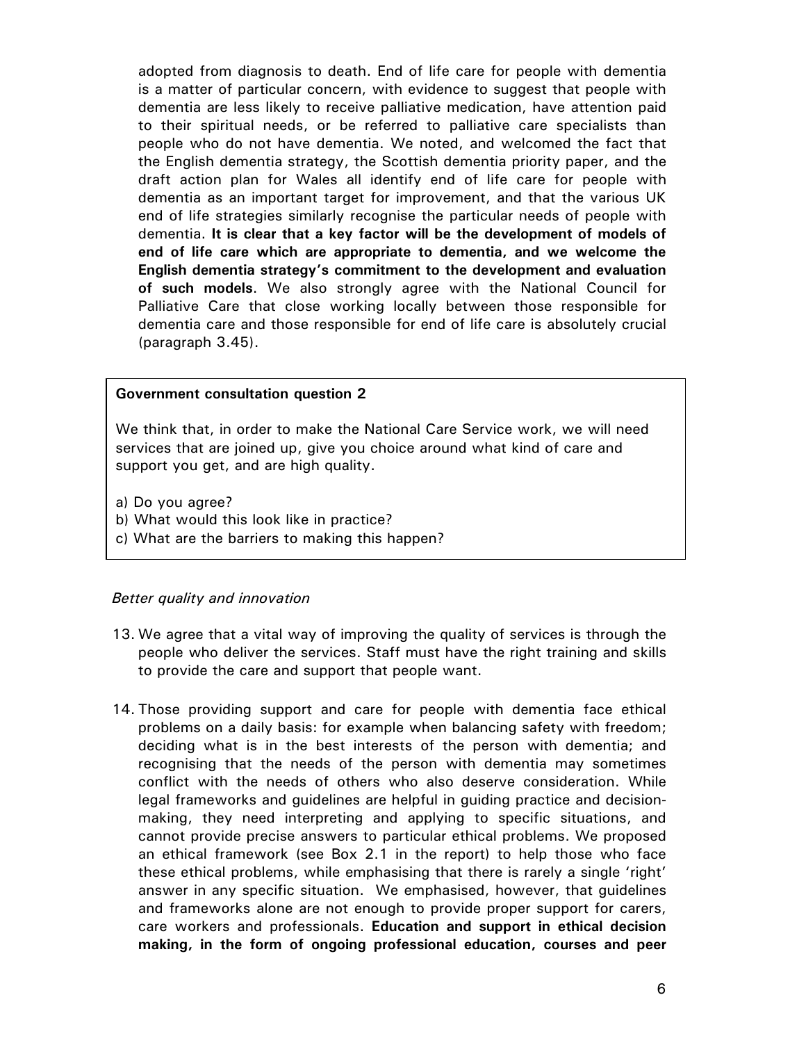adopted from diagnosis to death. End of life care for people with dementia is a matter of particular concern, with evidence to suggest that people with dementia are less likely to receive palliative medication, have attention paid to their spiritual needs, or be referred to palliative care specialists than people who do not have dementia. We noted, and welcomed the fact that the English dementia strategy, the Scottish dementia priority paper, and the draft action plan for Wales all identify end of life care for people with dementia as an important target for improvement, and that the various UK end of life strategies similarly recognise the particular needs of people with dementia. **It is clear that a key factor will be the development of models of end of life care which are appropriate to dementia, and we welcome the English dementia strategy's commitment to the development and evaluation of such models**. We also strongly agree with the National Council for Palliative Care that close working locally between those responsible for dementia care and those responsible for end of life care is absolutely crucial (paragraph 3.45).

**Government consultation question 2**

We think that, in order to make the National Care Service work, we will need services that are joined up, give you choice around what kind of care and support you get, and are high quality.

a) Do you agree?
b) What would this look like in practice?
c) What are the barriers to making this happen?

*Better quality and innovation*

13. We agree that a vital way of improving the quality of services is through the people who deliver the services. Staff must have the right training and skills to provide the care and support that people want.

14. Those providing support and care for people with dementia face ethical problems on a daily basis: for example when balancing safety with freedom; deciding what is in the best interests of the person with dementia; and recognising that the needs of the person with dementia may sometimes conflict with the needs of others who also deserve consideration. While legal frameworks and guidelines are helpful in guiding practice and decision-making, they need interpreting and applying to specific situations, and cannot provide precise answers to particular ethical problems. We proposed an ethical framework (see Box 2.1 in the report) to help those who face these ethical problems, while emphasising that there is rarely a single 'right' answer in any specific situation. We emphasised, however, that guidelines and frameworks alone are not enough to provide proper support for carers, care workers and professionals. **Education and support in ethical decision making, in the form of ongoing professional education, courses and peer**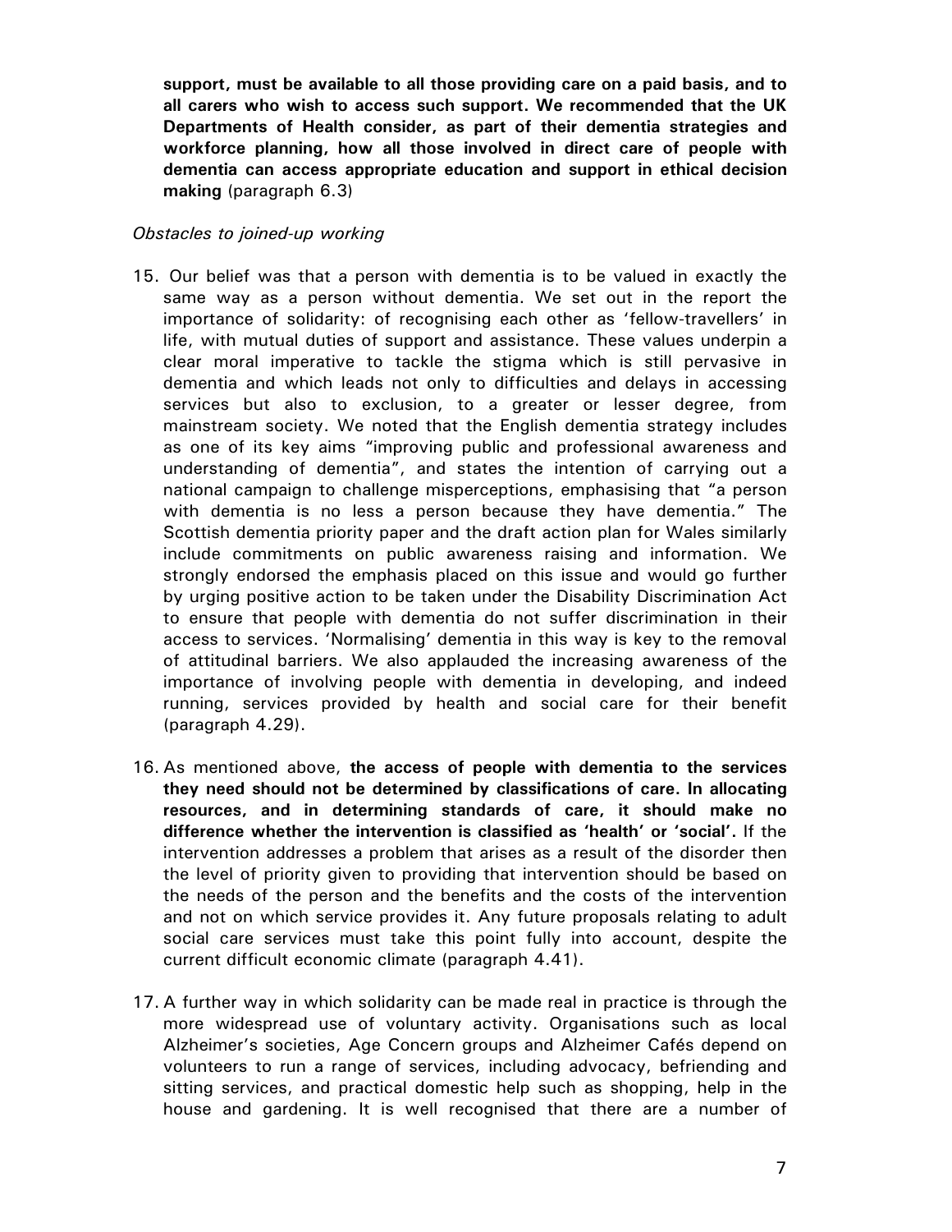**support, must be available to all those providing care on a paid basis, and to all carers who wish to access such support. We recommended that the UK Departments of Health consider, as part of their dementia strategies and workforce planning, how all those involved in direct care of people with dementia can access appropriate education and support in ethical decision making** (paragraph 6.3)

*Obstacles to joined-up working*

15. Our belief was that a person with dementia is to be valued in exactly the same way as a person without dementia. We set out in the report the importance of solidarity: of recognising each other as 'fellow-travellers' in life, with mutual duties of support and assistance. These values underpin a clear moral imperative to tackle the stigma which is still pervasive in dementia and which leads not only to difficulties and delays in accessing services but also to exclusion, to a greater or lesser degree, from mainstream society. We noted that the English dementia strategy includes as one of its key aims "improving public and professional awareness and understanding of dementia", and states the intention of carrying out a national campaign to challenge misperceptions, emphasising that "a person with dementia is no less a person because they have dementia." The Scottish dementia priority paper and the draft action plan for Wales similarly include commitments on public awareness raising and information. We strongly endorsed the emphasis placed on this issue and would go further by urging positive action to be taken under the Disability Discrimination Act to ensure that people with dementia do not suffer discrimination in their access to services. 'Normalising' dementia in this way is key to the removal of attitudinal barriers. We also applauded the increasing awareness of the importance of involving people with dementia in developing, and indeed running, services provided by health and social care for their benefit (paragraph 4.29).

16. As mentioned above, **the access of people with dementia to the services they need should not be determined by classifications of care. In allocating resources, and in determining standards of care, it should make no difference whether the intervention is classified as 'health' or 'social'.** If the intervention addresses a problem that arises as a result of the disorder then the level of priority given to providing that intervention should be based on the needs of the person and the benefits and the costs of the intervention and not on which service provides it. Any future proposals relating to adult social care services must take this point fully into account, despite the current difficult economic climate (paragraph 4.41).

17. A further way in which solidarity can be made real in practice is through the more widespread use of voluntary activity. Organisations such as local Alzheimer's societies, Age Concern groups and Alzheimer Cafés depend on volunteers to run a range of services, including advocacy, befriending and sitting services, and practical domestic help such as shopping, help in the house and gardening. It is well recognised that there are a number of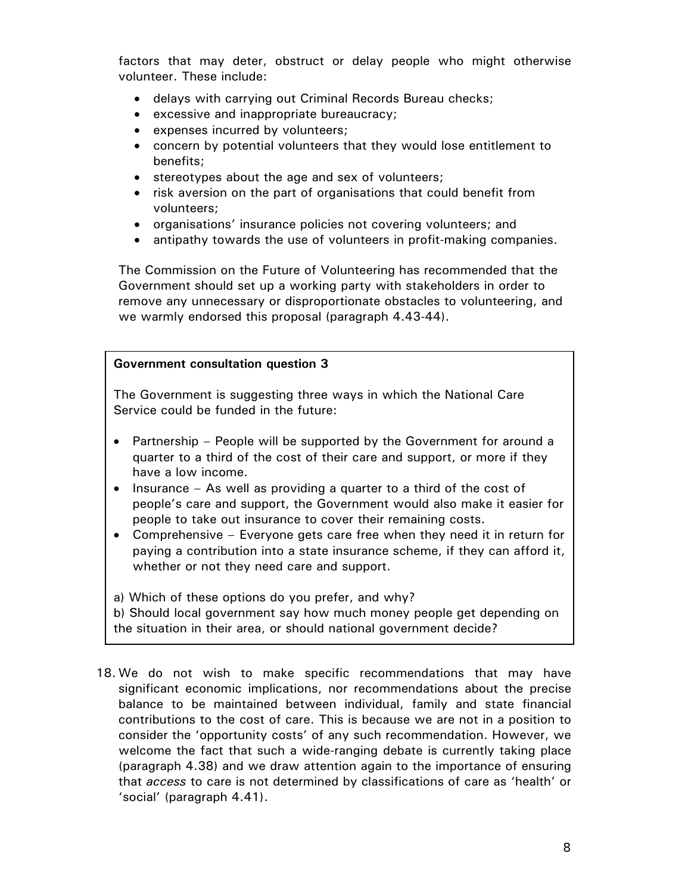factors that may deter, obstruct or delay people who might otherwise volunteer. These include:

- delays with carrying out Criminal Records Bureau checks;
- excessive and inappropriate bureaucracy;
- expenses incurred by volunteers;
- concern by potential volunteers that they would lose entitlement to benefits;
- stereotypes about the age and sex of volunteers;
- risk aversion on the part of organisations that could benefit from volunteers;
- organisations' insurance policies not covering volunteers; and
- antipathy towards the use of volunteers in profit-making companies.

The Commission on the Future of Volunteering has recommended that the Government should set up a working party with stakeholders in order to remove any unnecessary or disproportionate obstacles to volunteering, and we warmly endorsed this proposal (paragraph 4.43-44).

> **Government consultation question 3**
>
> The Government is suggesting three ways in which the National Care Service could be funded in the future:
>
> - Partnership – People will be supported by the Government for around a quarter to a third of the cost of their care and support, or more if they have a low income.
> - Insurance – As well as providing a quarter to a third of the cost of people's care and support, the Government would also make it easier for people to take out insurance to cover their remaining costs.
> - Comprehensive – Everyone gets care free when they need it in return for paying a contribution into a state insurance scheme, if they can afford it, whether or not they need care and support.
>
> a) Which of these options do you prefer, and why?
> b) Should local government say how much money people get depending on the situation in their area, or should national government decide?

18. We do not wish to make specific recommendations that may have significant economic implications, nor recommendations about the precise balance to be maintained between individual, family and state financial contributions to the cost of care. This is because we are not in a position to consider the 'opportunity costs' of any such recommendation. However, we welcome the fact that such a wide-ranging debate is currently taking place (paragraph 4.38) and we draw attention again to the importance of ensuring that *access* to care is not determined by classifications of care as 'health' or 'social' (paragraph 4.41).